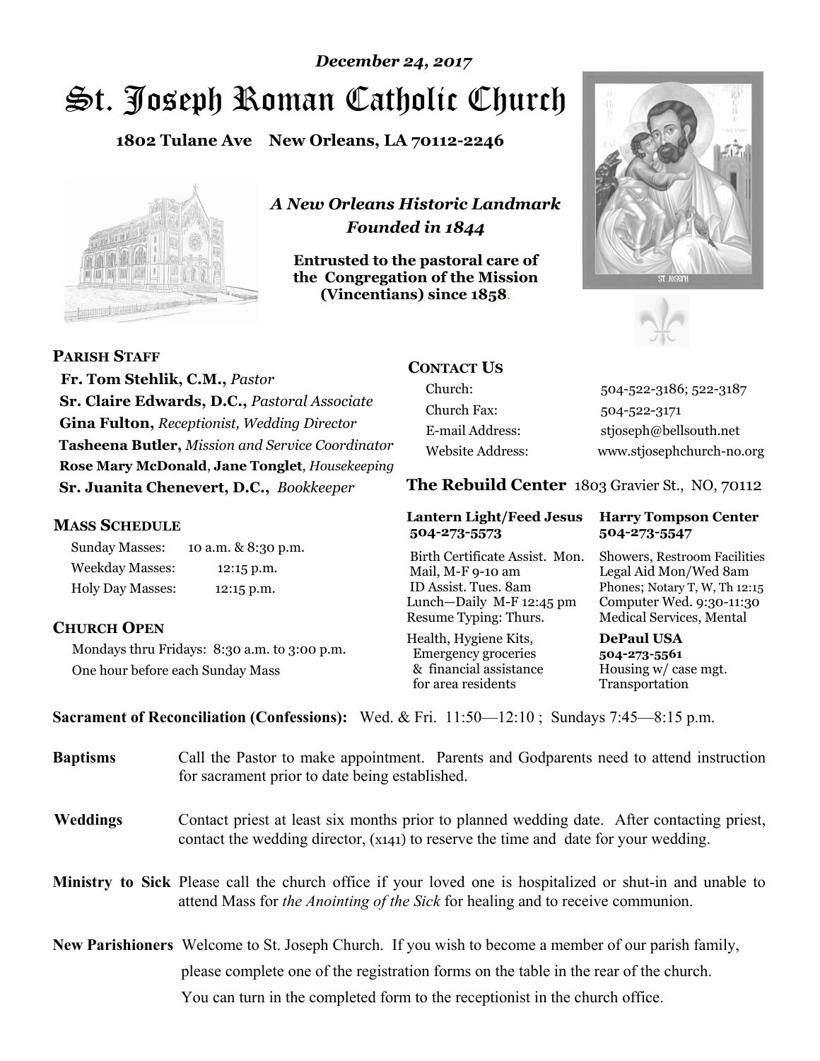*December 24, 2017*

# St. Joseph Roman Catholic Church

**1802 Tulane Ave New Orleans, LA 70112-2246**

*A New Orleans Historic Landmark*
*Founded in 1844*

**Entrusted to the pastoral care of the Congregation of the Mission (Vincentians) since 1858.**

## PARISH STAFF

**Fr. Tom Stehlik, C.M.,** *Pastor*
**Sr. Claire Edwards, D.C.,** *Pastoral Associate*
**Gina Fulton,** *Receptionist, Wedding Director*
**Tasheena Butler,** *Mission and Service Coordinator*
**Rose Mary McDonald**, **Jane Tonglet**, *Housekeeping*
**Sr. Juanita Chenevert, D.C.,** *Bookkeeper*

## MASS SCHEDULE

| | |
|---|---|
| Sunday Masses: | 10 a.m. & 8:30 p.m. |
| Weekday Masses: | 12:15 p.m. |
| Holy Day Masses: | 12:15 p.m. |

## CHURCH OPEN

Mondays thru Fridays: 8:30 a.m. to 3:00 p.m.
One hour before each Sunday Mass

## CONTACT US

| | |
|---|---|
| Church: | 504-522-3186; 522-3187 |
| Church Fax: | 504-522-3171 |
| E-mail Address: | stjoseph@bellsouth.net |
| Website Address: | www.stjosephchurch-no.org |

## The Rebuild Center 1803 Gravier St., NO, 70112

**Lantern Light/Feed Jesus 504-273-5573**

Birth Certificate Assist. Mon.
Mail, M-F 9-10 am
ID Assist. Tues. 8am
Lunch—Daily M-F 12:45 pm
Resume Typing: Thurs.
Health, Hygiene Kits, Emergency groceries & financial assistance for area residents

**Harry Tompson Center 504-273-5547**

Showers, Restroom Facilities
Legal Aid Mon/Wed 8am
Phones; Notary T, W, Th 12:15
Computer Wed. 9:30-11:30
Medical Services, Mental

**DePaul USA 504-273-5561**

Housing w/ case mgt.
Transportation

**Sacrament of Reconciliation (Confessions):** Wed. & Fri. 11:50—12:10 ; Sundays 7:45—8:15 p.m.

**Baptisms** Call the Pastor to make appointment. Parents and Godparents need to attend instruction for sacrament prior to date being established.

**Weddings** Contact priest at least six months prior to planned wedding date. After contacting priest, contact the wedding director, (x141) to reserve the time and date for your wedding.

**Ministry to Sick** Please call the church office if your loved one is hospitalized or shut-in and unable to attend Mass for *the Anointing of the Sick* for healing and to receive communion.

**New Parishioners** Welcome to St. Joseph Church. If you wish to become a member of our parish family, please complete one of the registration forms on the table in the rear of the church. You can turn in the completed form to the receptionist in the church office.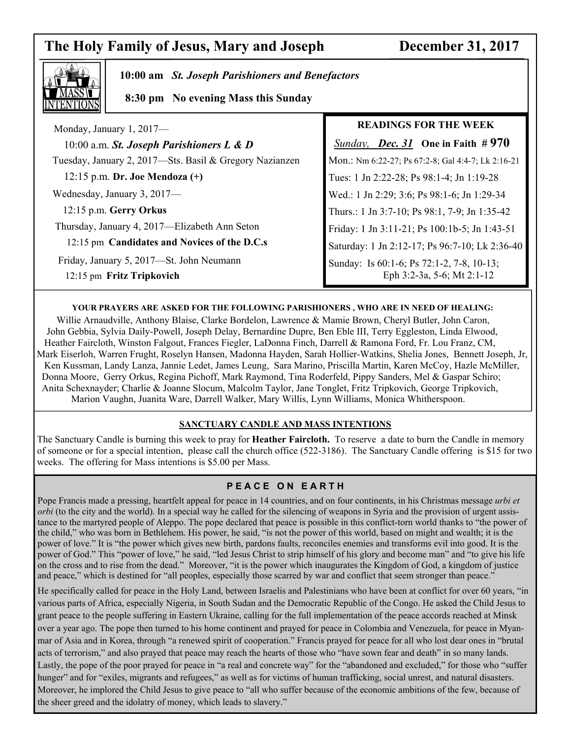# The Holy Family of Jesus, Mary and Joseph — December 31, 2017

**10:00 am** ***St. Joseph Parishioners and Benefactors***

**8:30 pm No evening Mass this Sunday**

Monday, January 1, 2017—
10:00 a.m. ***St. Joseph Parishioners L & D***

Tuesday, January 2, 2017—Sts. Basil & Gregory Nazianzen
12:15 p.m. **Dr. Joe Mendoza (+)**

Wednesday, January 3, 2017—
12:15 p.m. **Gerry Orkus**

Thursday, January 4, 2017—Elizabeth Ann Seton
12:15 pm **Candidates and Novices of the D.C.s**

Friday, January 5, 2017—St. John Neumann
12:15 pm **Fritz Tripkovich**

## READINGS FOR THE WEEK

*Sunday,* ***Dec. 31*** **One in Faith # 970**

Mon.: Nm 6:22-27; Ps 67:2-8; Gal 4:4-7; Lk 2:16-21

Tues: 1 Jn 2:22-28; Ps 98:1-4; Jn 1:19-28

Wed.: 1 Jn 2:29; 3:6; Ps 98:1-6; Jn 1:29-34

Thurs.: 1 Jn 3:7-10; Ps 98:1, 7-9; Jn 1:35-42

Friday: 1 Jn 3:11-21; Ps 100:1b-5; Jn 1:43-51

Saturday: 1 Jn 2:12-17; Ps 96:7-10; Lk 2:36-40

Sunday: Is 60:1-6; Ps 72:1-2, 7-8, 10-13; Eph 3:2-3a, 5-6; Mt 2:1-12

**YOUR PRAYERS ARE ASKED FOR THE FOLLOWING PARISHIONERS , WHO ARE IN NEED OF HEALING:**

Willie Arnaudville, Anthony Blaise, Clarke Bordelon, Lawrence & Mamie Brown, Cheryl Butler, John Caron, John Gebbia, Sylvia Daily-Powell, Joseph Delay, Bernardine Dupre, Ben Eble III, Terry Eggleston, Linda Elwood, Heather Faircloth, Winston Falgout, Frances Fiegler, LaDonna Finch, Darrell & Ramona Ford, Fr. Lou Franz, CM, Mark Eiserloh, Warren Frught, Roselyn Hansen, Madonna Hayden, Sarah Hollier-Watkins, Shelia Jones, Bennett Joseph, Jr, Ken Kussman, Landy Lanza, Jannie Ledet, James Leung, Sara Marino, Priscilla Martin, Karen McCoy, Hazle McMiller, Donna Moore, Gerry Orkus, Regina Pichoff, Mark Raymond, Tina Roderfeld, Pippy Sanders, Mel & Gaspar Schiro; Anita Schexnayder; Charlie & Joanne Slocum, Malcolm Taylor, Jane Tonglet, Fritz Tripkovich, George Tripkovich, Marion Vaughn, Juanita Ware, Darrell Walker, Mary Willis, Lynn Williams, Monica Whitherspoon.

## SANCTUARY CANDLE AND MASS INTENTIONS

The Sanctuary Candle is burning this week to pray for **Heather Faircloth.** To reserve a date to burn the Candle in memory of someone or for a special intention, please call the church office (522-3186). The Sanctuary Candle offering is $15 for two weeks. The offering for Mass intentions is $5.00 per Mass.

## PEACE ON EARTH

Pope Francis made a pressing, heartfelt appeal for peace in 14 countries, and on four continents, in his Christmas message *urbi et orbi* (to the city and the world). In a special way he called for the silencing of weapons in Syria and the provision of urgent assistance to the martyred people of Aleppo. The pope declared that peace is possible in this conflict-torn world thanks to "the power of the child," who was born in Bethlehem. His power, he said, "is not the power of this world, based on might and wealth; it is the power of love." It is "the power which gives new birth, pardons faults, reconciles enemies and transforms evil into good. It is the power of God." This "power of love," he said, "led Jesus Christ to strip himself of his glory and become man" and "to give his life on the cross and to rise from the dead." Moreover, "it is the power which inaugurates the Kingdom of God, a kingdom of justice and peace," which is destined for "all peoples, especially those scarred by war and conflict that seem stronger than peace."

He specifically called for peace in the Holy Land, between Israelis and Palestinians who have been at conflict for over 60 years, "in various parts of Africa, especially Nigeria, in South Sudan and the Democratic Republic of the Congo. He asked the Child Jesus to grant peace to the people suffering in Eastern Ukraine, calling for the full implementation of the peace accords reached at Minsk over a year ago. The pope then turned to his home continent and prayed for peace in Colombia and Venezuela, for peace in Myanmar of Asia and in Korea, through "a renewed spirit of cooperation." Francis prayed for peace for all who lost dear ones in "brutal acts of terrorism," and also prayed that peace may reach the hearts of those who "have sown fear and death" in so many lands. Lastly, the pope of the poor prayed for peace in "a real and concrete way" for the "abandoned and excluded," for those who "suffer hunger" and for "exiles, migrants and refugees," as well as for victims of human trafficking, social unrest, and natural disasters. Moreover, he implored the Child Jesus to give peace to "all who suffer because of the economic ambitions of the few, because of the sheer greed and the idolatry of money, which leads to slavery."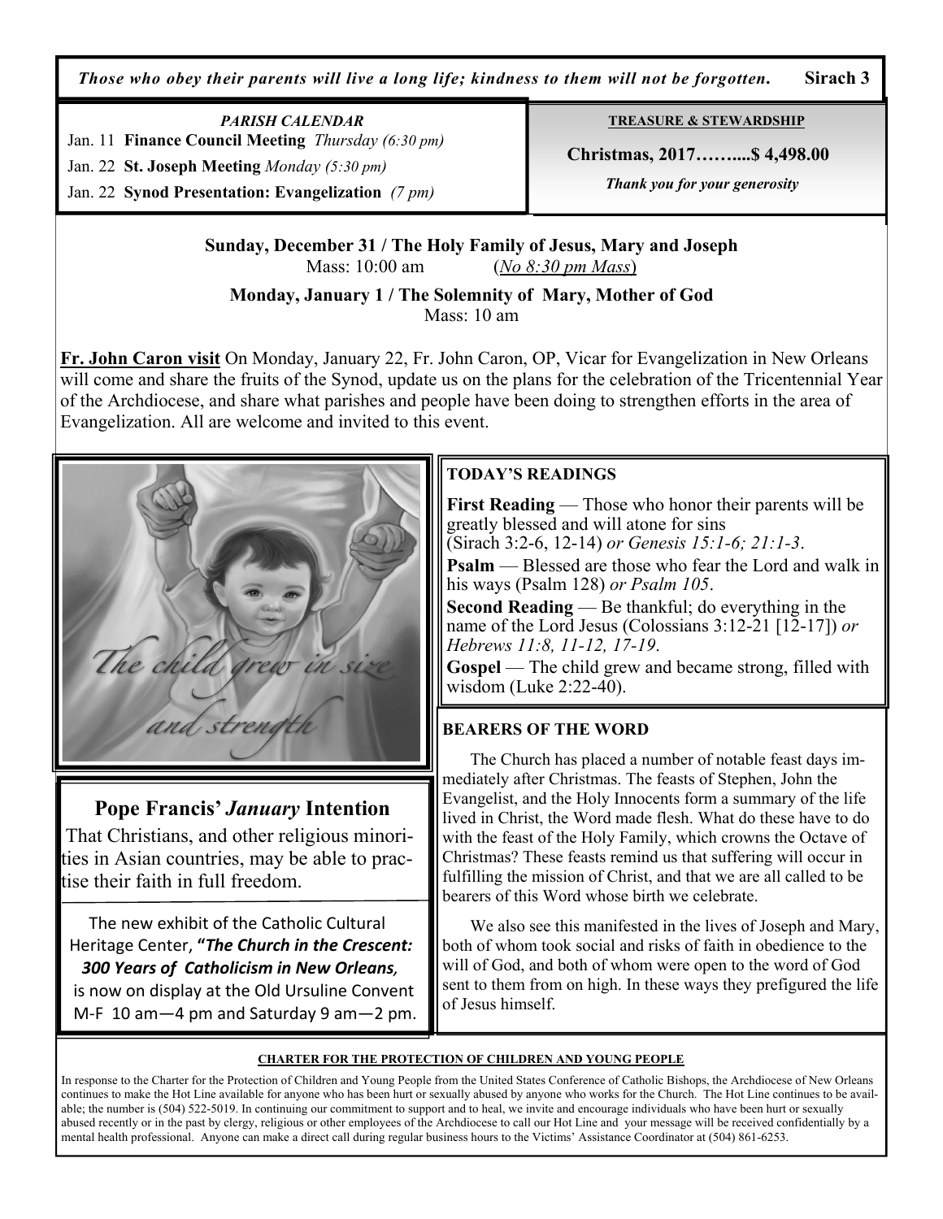*Those who obey their parents will live a long life; kindness to them will not be forgotten.* **Sirach 3**

*PARISH CALENDAR*

Jan. 11 **Finance Council Meeting** *Thursday (6:30 pm)*

Jan. 22 **St. Joseph Meeting** *Monday (5:30 pm)*

Jan. 22 **Synod Presentation: Evangelization** *(7 pm)*

**TREASURE & STEWARDSHIP**

**Christmas, 2017……....$ 4,498.00**

***Thank you for your generosity***

**Sunday, December 31 / The Holy Family of Jesus, Mary and Joseph**
Mass: 10:00 am (*No 8:30 pm Mass*)

**Monday, January 1 / The Solemnity of Mary, Mother of God**
Mass: 10 am

**Fr. John Caron visit** On Monday, January 22, Fr. John Caron, OP, Vicar for Evangelization in New Orleans will come and share the fruits of the Synod, update us on the plans for the celebration of the Tricentennial Year of the Archdiocese, and share what parishes and people have been doing to strengthen efforts in the area of Evangelization. All are welcome and invited to this event.

*The child grew in size and strength*

## Pope Francis' *January* Intention

That Christians, and other religious minorities in Asian countries, may be able to practise their faith in full freedom.

The new exhibit of the Catholic Cultural Heritage Center, **"*The Church in the Crescent: 300 Years of Catholicism in New Orleans,*** is now on display at the Old Ursuline Convent M-F 10 am—4 pm and Saturday 9 am—2 pm.

### TODAY'S READINGS

**First Reading** — Those who honor their parents will be greatly blessed and will atone for sins (Sirach 3:2-6, 12-14) *or Genesis 15:1-6; 21:1-3*.

**Psalm** — Blessed are those who fear the Lord and walk in his ways (Psalm 128) *or Psalm 105*.

**Second Reading** — Be thankful; do everything in the name of the Lord Jesus (Colossians 3:12-21 [12-17]) *or Hebrews 11:8, 11-12, 17-19*.

**Gospel** — The child grew and became strong, filled with wisdom (Luke 2:22-40).

### BEARERS OF THE WORD

The Church has placed a number of notable feast days immediately after Christmas. The feasts of Stephen, John the Evangelist, and the Holy Innocents form a summary of the life lived in Christ, the Word made flesh. What do these have to do with the feast of the Holy Family, which crowns the Octave of Christmas? These feasts remind us that suffering will occur in fulfilling the mission of Christ, and that we are all called to be bearers of this Word whose birth we celebrate.

We also see this manifested in the lives of Joseph and Mary, both of whom took social and risks of faith in obedience to the will of God, and both of whom were open to the word of God sent to them from on high. In these ways they prefigured the life of Jesus himself.

### CHARTER FOR THE PROTECTION OF CHILDREN AND YOUNG PEOPLE

In response to the Charter for the Protection of Children and Young People from the United States Conference of Catholic Bishops, the Archdiocese of New Orleans continues to make the Hot Line available for anyone who has been hurt or sexually abused by anyone who works for the Church. The Hot Line continues to be available; the number is (504) 522-5019. In continuing our commitment to support and to heal, we invite and encourage individuals who have been hurt or sexually abused recently or in the past by clergy, religious or other employees of the Archdiocese to call our Hot Line and your message will be received confidentially by a mental health professional. Anyone can make a direct call during regular business hours to the Victims' Assistance Coordinator at (504) 861-6253.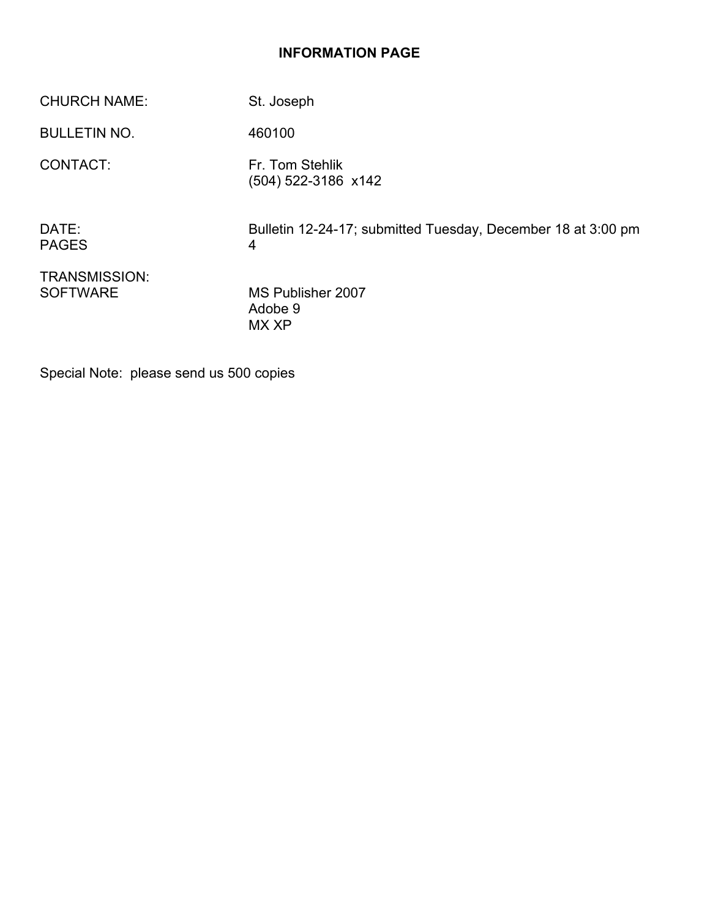# INFORMATION PAGE

| | |
|---|---|
| CHURCH NAME: | St. Joseph |
| BULLETIN NO. | 460100 |
| CONTACT: | Fr. Tom Stehlik<br>(504) 522-3186  x142 |
| DATE: | Bulletin 12-24-17; submitted Tuesday, December 18 at 3:00 pm |
| PAGES | 4 |
| TRANSMISSION: | |
| SOFTWARE | MS Publisher 2007<br>Adobe 9<br>MX XP |

Special Note:  please send us 500 copies